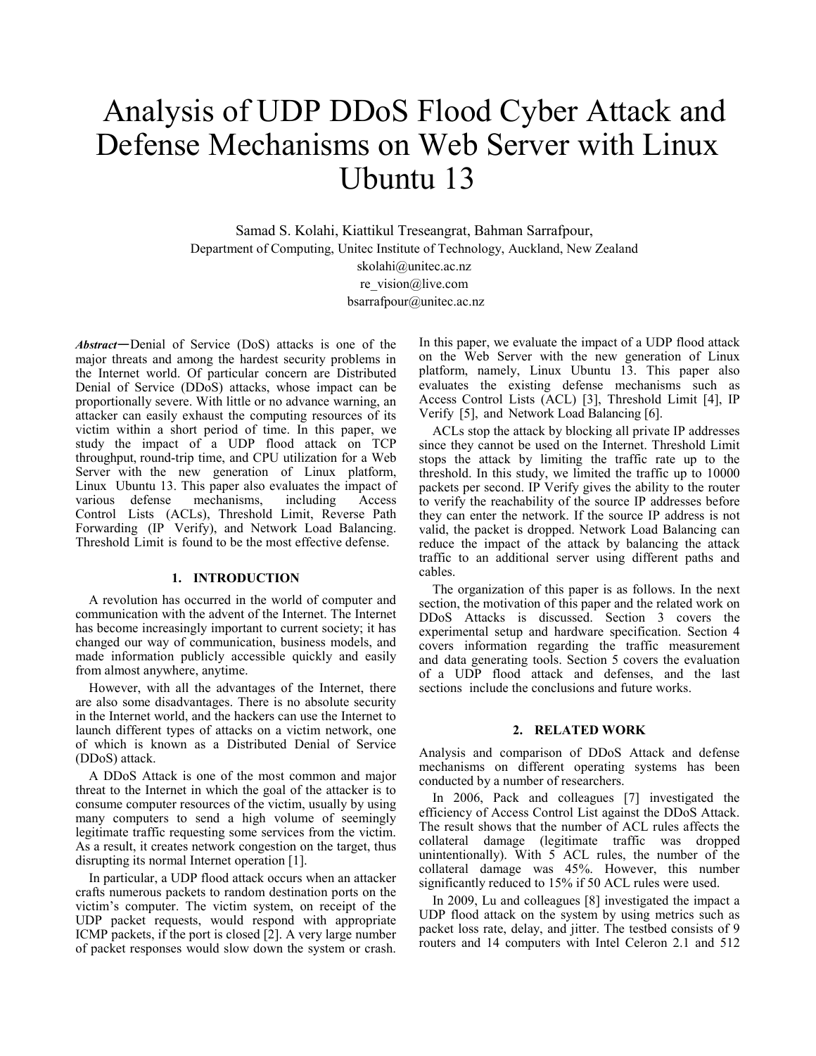# Analysis of UDP DDoS Flood Cyber Attack and Defense Mechanisms on Web Server with Linux Ubuntu 13

Samad S. Kolahi, Kiattikul Treseangrat, Bahman Sarrafpour,
Department of Computing, Unitec Institute of Technology, Auckland, New Zealand
skolahi@unitec.ac.nz
re_vision@live.com
bsarrafpour@unitec.ac.nz

***Abstract*****—**Denial of Service (DoS) attacks is one of the major threats and among the hardest security problems in the Internet world. Of particular concern are Distributed Denial of Service (DDoS) attacks, whose impact can be proportionally severe. With little or no advance warning, an attacker can easily exhaust the computing resources of its victim within a short period of time. In this paper, we study the impact of a UDP flood attack on TCP throughput, round-trip time, and CPU utilization for a Web Server with the new generation of Linux platform, Linux Ubuntu 13. This paper also evaluates the impact of various defense mechanisms, including Access Control Lists (ACLs), Threshold Limit, Reverse Path Forwarding (IP Verify), and Network Load Balancing. Threshold Limit is found to be the most effective defense.

## 1. INTRODUCTION

A revolution has occurred in the world of computer and communication with the advent of the Internet. The Internet has become increasingly important to current society; it has changed our way of communication, business models, and made information publicly accessible quickly and easily from almost anywhere, anytime.

However, with all the advantages of the Internet, there are also some disadvantages. There is no absolute security in the Internet world, and the hackers can use the Internet to launch different types of attacks on a victim network, one of which is known as a Distributed Denial of Service (DDoS) attack.

A DDoS Attack is one of the most common and major threat to the Internet in which the goal of the attacker is to consume computer resources of the victim, usually by using many computers to send a high volume of seemingly legitimate traffic requesting some services from the victim. As a result, it creates network congestion on the target, thus disrupting its normal Internet operation [1].

In particular, a UDP flood attack occurs when an attacker crafts numerous packets to random destination ports on the victim's computer. The victim system, on receipt of the UDP packet requests, would respond with appropriate ICMP packets, if the port is closed [2]. A very large number of packet responses would slow down the system or crash. In this paper, we evaluate the impact of a UDP flood attack on the Web Server with the new generation of Linux platform, namely, Linux Ubuntu 13. This paper also evaluates the existing defense mechanisms such as Access Control Lists (ACL) [3], Threshold Limit [4], IP Verify [5], and Network Load Balancing [6].

ACLs stop the attack by blocking all private IP addresses since they cannot be used on the Internet. Threshold Limit stops the attack by limiting the traffic rate up to the threshold. In this study, we limited the traffic up to 10000 packets per second. IP Verify gives the ability to the router to verify the reachability of the source IP addresses before they can enter the network. If the source IP address is not valid, the packet is dropped. Network Load Balancing can reduce the impact of the attack by balancing the attack traffic to an additional server using different paths and cables.

The organization of this paper is as follows. In the next section, the motivation of this paper and the related work on DDoS Attacks is discussed. Section 3 covers the experimental setup and hardware specification. Section 4 covers information regarding the traffic measurement and data generating tools. Section 5 covers the evaluation of a UDP flood attack and defenses, and the last sections include the conclusions and future works.

## 2. RELATED WORK

Analysis and comparison of DDoS Attack and defense mechanisms on different operating systems has been conducted by a number of researchers.

In 2006, Pack and colleagues [7] investigated the efficiency of Access Control List against the DDoS Attack. The result shows that the number of ACL rules affects the collateral damage (legitimate traffic was dropped unintentionally). With 5 ACL rules, the number of the collateral damage was 45%. However, this number significantly reduced to 15% if 50 ACL rules were used.

In 2009, Lu and colleagues [8] investigated the impact a UDP flood attack on the system by using metrics such as packet loss rate, delay, and jitter. The testbed consists of 9 routers and 14 computers with Intel Celeron 2.1 and 512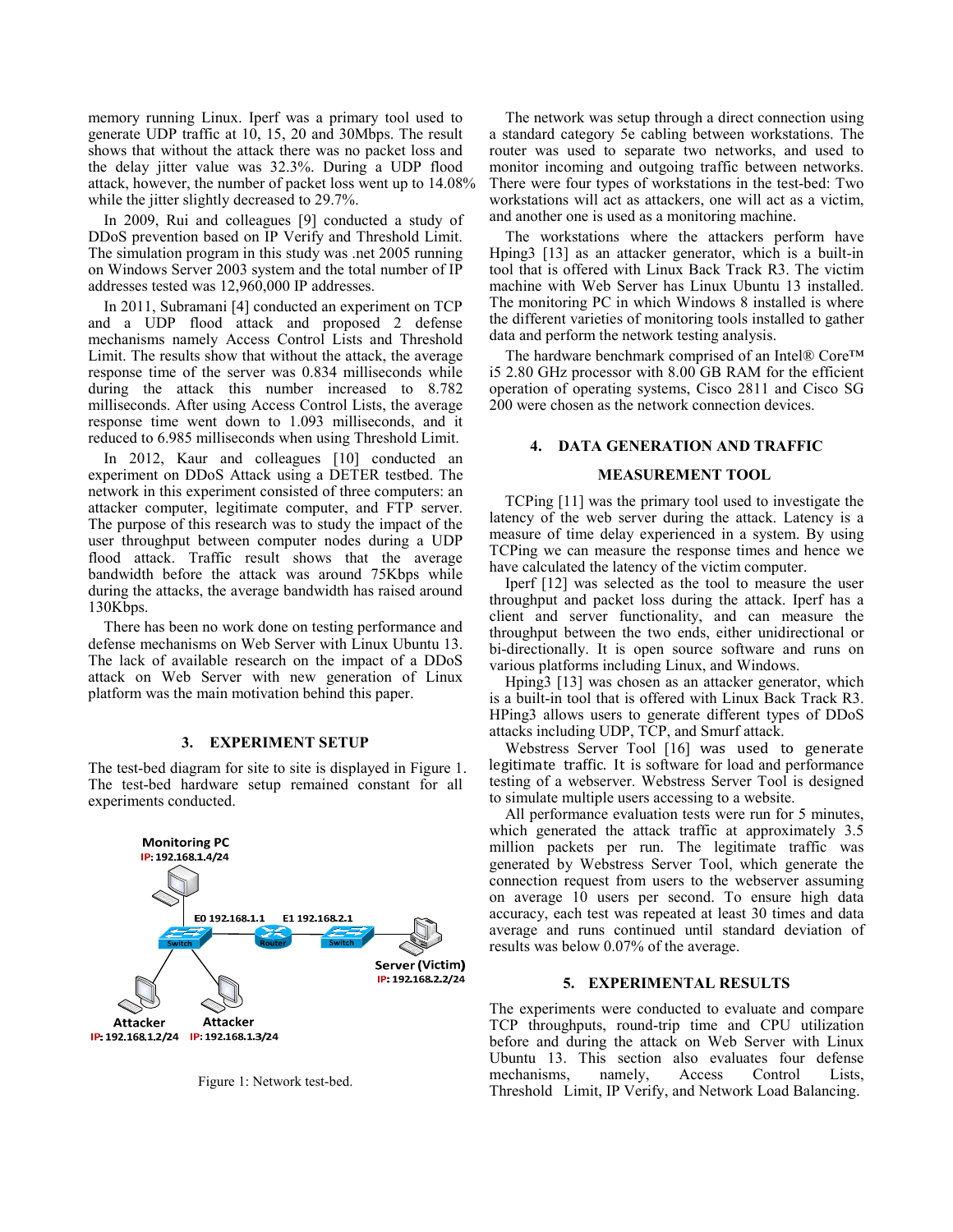memory running Linux. Iperf was a primary tool used to generate UDP traffic at 10, 15, 20 and 30Mbps. The result shows that without the attack there was no packet loss and the delay jitter value was 32.3%. During a UDP flood attack, however, the number of packet loss went up to 14.08% while the jitter slightly decreased to 29.7%.

In 2009, Rui and colleagues [9] conducted a study of DDoS prevention based on IP Verify and Threshold Limit. The simulation program in this study was .net 2005 running on Windows Server 2003 system and the total number of IP addresses tested was 12,960,000 IP addresses.

In 2011, Subramani [4] conducted an experiment on TCP and a UDP flood attack and proposed 2 defense mechanisms namely Access Control Lists and Threshold Limit. The results show that without the attack, the average response time of the server was 0.834 milliseconds while during the attack this number increased to 8.782 milliseconds. After using Access Control Lists, the average response time went down to 1.093 milliseconds, and it reduced to 6.985 milliseconds when using Threshold Limit.

In 2012, Kaur and colleagues [10] conducted an experiment on DDoS Attack using a DETER testbed. The network in this experiment consisted of three computers: an attacker computer, legitimate computer, and FTP server. The purpose of this research was to study the impact of the user throughput between computer nodes during a UDP flood attack. Traffic result shows that the average bandwidth before the attack was around 75Kbps while during the attacks, the average bandwidth has raised around 130Kbps.

There has been no work done on testing performance and defense mechanisms on Web Server with Linux Ubuntu 13. The lack of available research on the impact of a DDoS attack on Web Server with new generation of Linux platform was the main motivation behind this paper.

## 3. EXPERIMENT SETUP

The test-bed diagram for site to site is displayed in Figure 1. The test-bed hardware setup remained constant for all experiments conducted.

Monitoring PC IP: 192.168.1.4/24

E0 192.168.1.1 E1 192.168.2.1

Switch Router Switch

Server (Victim) IP: 192.168.2.2/24

Attacker IP: 192.168.1.2/24 Attacker IP: 192.168.1.3/24

Figure 1: Network test-bed.

The network was setup through a direct connection using a standard category 5e cabling between workstations. The router was used to separate two networks, and used to monitor incoming and outgoing traffic between networks. There were four types of workstations in the test-bed: Two workstations will act as attackers, one will act as a victim, and another one is used as a monitoring machine.

The workstations where the attackers perform have Hping3 [13] as an attacker generator, which is a built-in tool that is offered with Linux Back Track R3. The victim machine with Web Server has Linux Ubuntu 13 installed. The monitoring PC in which Windows 8 installed is where the different varieties of monitoring tools installed to gather data and perform the network testing analysis.

The hardware benchmark comprised of an Intel® Core™ i5 2.80 GHz processor with 8.00 GB RAM for the efficient operation of operating systems, Cisco 2811 and Cisco SG 200 were chosen as the network connection devices.

## 4. DATA GENERATION AND TRAFFIC MEASUREMENT TOOL

TCPing [11] was the primary tool used to investigate the latency of the web server during the attack. Latency is a measure of time delay experienced in a system. By using TCPing we can measure the response times and hence we have calculated the latency of the victim computer.

Iperf [12] was selected as the tool to measure the user throughput and packet loss during the attack. Iperf has a client and server functionality, and can measure the throughput between the two ends, either unidirectional or bi-directionally. It is open source software and runs on various platforms including Linux, and Windows.

Hping3 [13] was chosen as an attacker generator, which is a built-in tool that is offered with Linux Back Track R3. HPing3 allows users to generate different types of DDoS attacks including UDP, TCP, and Smurf attack.

Webstress Server Tool [16] was used to generate legitimate traffic. It is software for load and performance testing of a webserver. Webstress Server Tool is designed to simulate multiple users accessing to a website.

All performance evaluation tests were run for 5 minutes, which generated the attack traffic at approximately 3.5 million packets per run. The legitimate traffic was generated by Webstress Server Tool, which generate the connection request from users to the webserver assuming on average 10 users per second. To ensure high data accuracy, each test was repeated at least 30 times and data average and runs continued until standard deviation of results was below 0.07% of the average.

## 5. EXPERIMENTAL RESULTS

The experiments were conducted to evaluate and compare TCP throughputs, round-trip time and CPU utilization before and during the attack on Web Server with Linux Ubuntu 13. This section also evaluates four defense mechanisms, namely, Access Control Lists, Threshold Limit, IP Verify, and Network Load Balancing.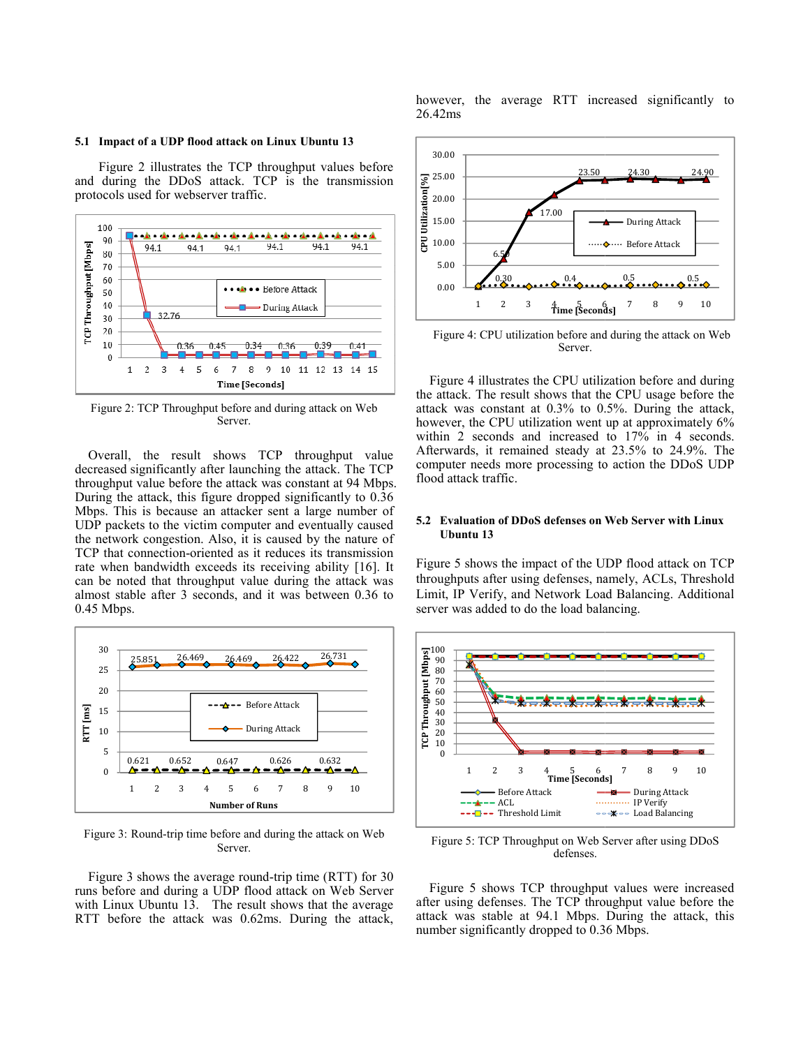### 5.1 Impact of a UDP flood attack on Linux Ubuntu 13

Figure 2 illustrates the TCP throughput values before and during the DDoS attack. TCP is the transmission protocols used for webserver traffic.

Figure 2: TCP Throughput before and during attack on Web Server.

Overall, the result shows TCP throughput value decreased significantly after launching the attack. The TCP throughput value before the attack was constant at 94 Mbps. During the attack, this figure dropped significantly to 0.36 Mbps. This is because an attacker sent a large number of UDP packets to the victim computer and eventually caused the network congestion. Also, it is caused by the nature of TCP that connection-oriented as it reduces its transmission rate when bandwidth exceeds its receiving ability [16]. It can be noted that throughput value during the attack was almost stable after 3 seconds, and it was between 0.36 to 0.45 Mbps.

Figure 3: Round-trip time before and during the attack on Web Server.

Figure 3 shows the average round-trip time (RTT) for 30 runs before and during a UDP flood attack on Web Server with Linux Ubuntu 13. The result shows that the average RTT before the attack was 0.62ms. During the attack, however, the average RTT increased significantly to 26.42ms

Figure 4: CPU utilization before and during the attack on Web Server.

Figure 4 illustrates the CPU utilization before and during the attack. The result shows that the CPU usage before the attack was constant at 0.3% to 0.5%. During the attack, however, the CPU utilization went up at approximately 6% within 2 seconds and increased to 17% in 4 seconds. Afterwards, it remained steady at 23.5% to 24.9%. The computer needs more processing to action the DDoS UDP flood attack traffic.

### 5.2 Evaluation of DDoS defenses on Web Server with Linux Ubuntu 13

Figure 5 shows the impact of the UDP flood attack on TCP throughputs after using defenses, namely, ACLs, Threshold Limit, IP Verify, and Network Load Balancing. Additional server was added to do the load balancing.

Figure 5: TCP Throughput on Web Server after using DDoS defenses.

Figure 5 shows TCP throughput values were increased after using defenses. The TCP throughput value before the attack was stable at 94.1 Mbps. During the attack, this number significantly dropped to 0.36 Mbps.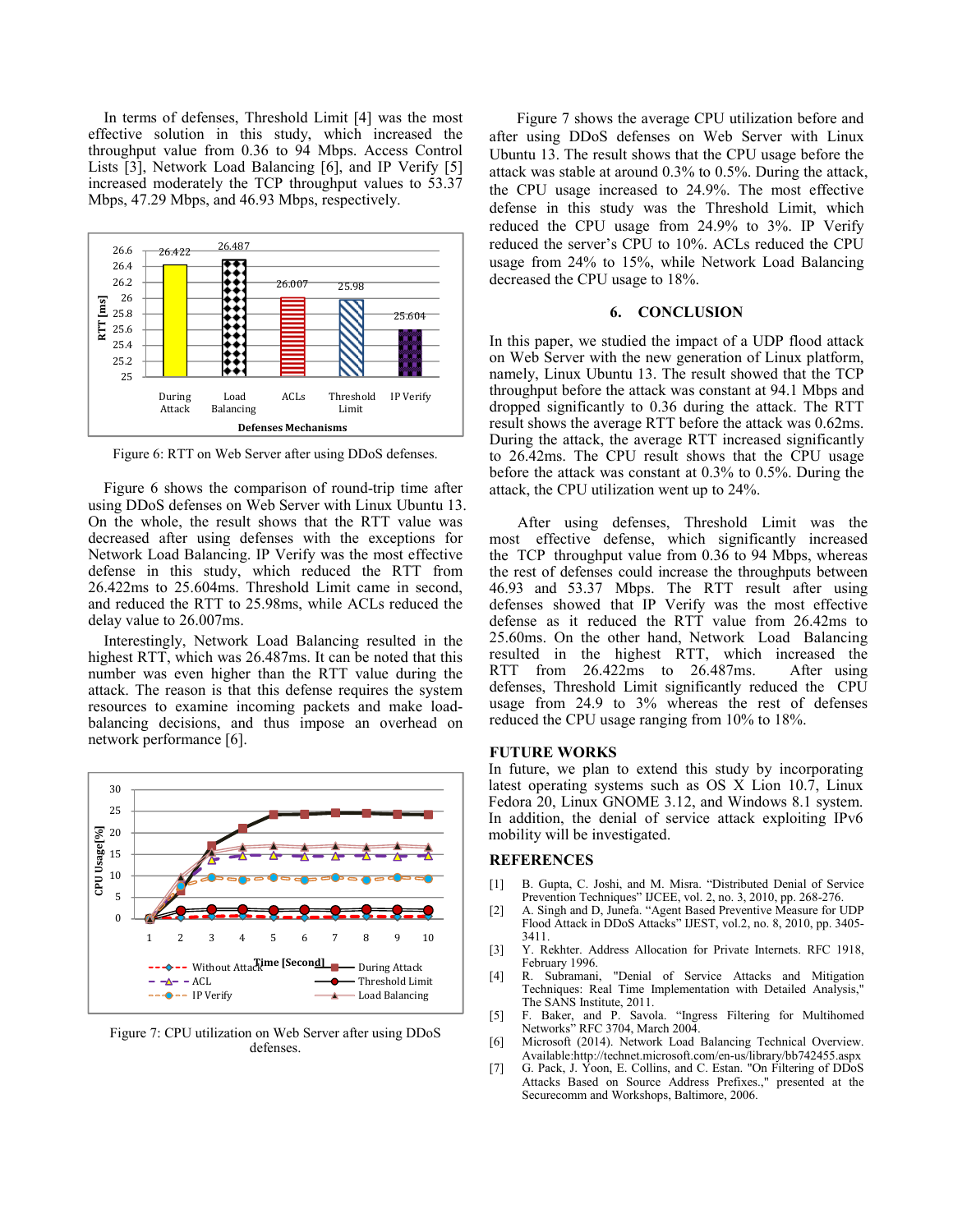In terms of defenses, Threshold Limit [4] was the most effective solution in this study, which increased the throughput value from 0.36 to 94 Mbps. Access Control Lists [3], Network Load Balancing [6], and IP Verify [5] increased moderately the TCP throughput values to 53.37 Mbps, 47.29 Mbps, and 46.93 Mbps, respectively.

Figure 6: RTT on Web Server after using DDoS defenses.

Figure 6 shows the comparison of round-trip time after using DDoS defenses on Web Server with Linux Ubuntu 13. On the whole, the result shows that the RTT value was decreased after using defenses with the exceptions for Network Load Balancing. IP Verify was the most effective defense in this study, which reduced the RTT from 26.422ms to 25.604ms. Threshold Limit came in second, and reduced the RTT to 25.98ms, while ACLs reduced the delay value to 26.007ms.

Interestingly, Network Load Balancing resulted in the highest RTT, which was 26.487ms. It can be noted that this number was even higher than the RTT value during the attack. The reason is that this defense requires the system resources to examine incoming packets and make load-balancing decisions, and thus impose an overhead on network performance [6].

Figure 7: CPU utilization on Web Server after using DDoS defenses.

Figure 7 shows the average CPU utilization before and after using DDoS defenses on Web Server with Linux Ubuntu 13. The result shows that the CPU usage before the attack was stable at around 0.3% to 0.5%. During the attack, the CPU usage increased to 24.9%. The most effective defense in this study was the Threshold Limit, which reduced the CPU usage from 24.9% to 3%. IP Verify reduced the server's CPU to 10%. ACLs reduced the CPU usage from 24% to 15%, while Network Load Balancing decreased the CPU usage to 18%.

## 6. CONCLUSION

In this paper, we studied the impact of a UDP flood attack on Web Server with the new generation of Linux platform, namely, Linux Ubuntu 13. The result showed that the TCP throughput before the attack was constant at 94.1 Mbps and dropped significantly to 0.36 during the attack. The RTT result shows the average RTT before the attack was 0.62ms. During the attack, the average RTT increased significantly to 26.42ms. The CPU result shows that the CPU usage before the attack was constant at 0.3% to 0.5%. During the attack, the CPU utilization went up to 24%.

After using defenses, Threshold Limit was the most effective defense, which significantly increased the TCP throughput value from 0.36 to 94 Mbps, whereas the rest of defenses could increase the throughputs between 46.93 and 53.37 Mbps. The RTT result after using defenses showed that IP Verify was the most effective defense as it reduced the RTT value from 26.42ms to 25.60ms. On the other hand, Network Load Balancing resulted in the highest RTT, which increased the RTT from 26.422ms to 26.487ms. After using defenses, Threshold Limit significantly reduced the CPU usage from 24.9 to 3% whereas the rest of defenses reduced the CPU usage ranging from 10% to 18%.

## FUTURE WORKS

In future, we plan to extend this study by incorporating latest operating systems such as OS X Lion 10.7, Linux Fedora 20, Linux GNOME 3.12, and Windows 8.1 system. In addition, the denial of service attack exploiting IPv6 mobility will be investigated.

## REFERENCES

[1] B. Gupta, C. Joshi, and M. Misra. "Distributed Denial of Service Prevention Techniques" IJCEE, vol. 2, no. 3, 2010, pp. 268-276.

[2] A. Singh and D, Junefa. "Agent Based Preventive Measure for UDP Flood Attack in DDoS Attacks" IJEST, vol.2, no. 8, 2010, pp. 3405-3411.

[3] Y. Rekhter. Address Allocation for Private Internets. RFC 1918, February 1996.

[4] R. Subramani, "Denial of Service Attacks and Mitigation Techniques: Real Time Implementation with Detailed Analysis," The SANS Institute, 2011.

[5] F. Baker, and P. Savola. "Ingress Filtering for Multihomed Networks" RFC 3704, March 2004.

[6] Microsoft (2014). Network Load Balancing Technical Overview. Available:http://technet.microsoft.com/en-us/library/bb742455.aspx

[7] G. Pack, J. Yoon, E. Collins, and C. Estan. "On Filtering of DDoS Attacks Based on Source Address Prefixes.," presented at the Securecomm and Workshops, Baltimore, 2006.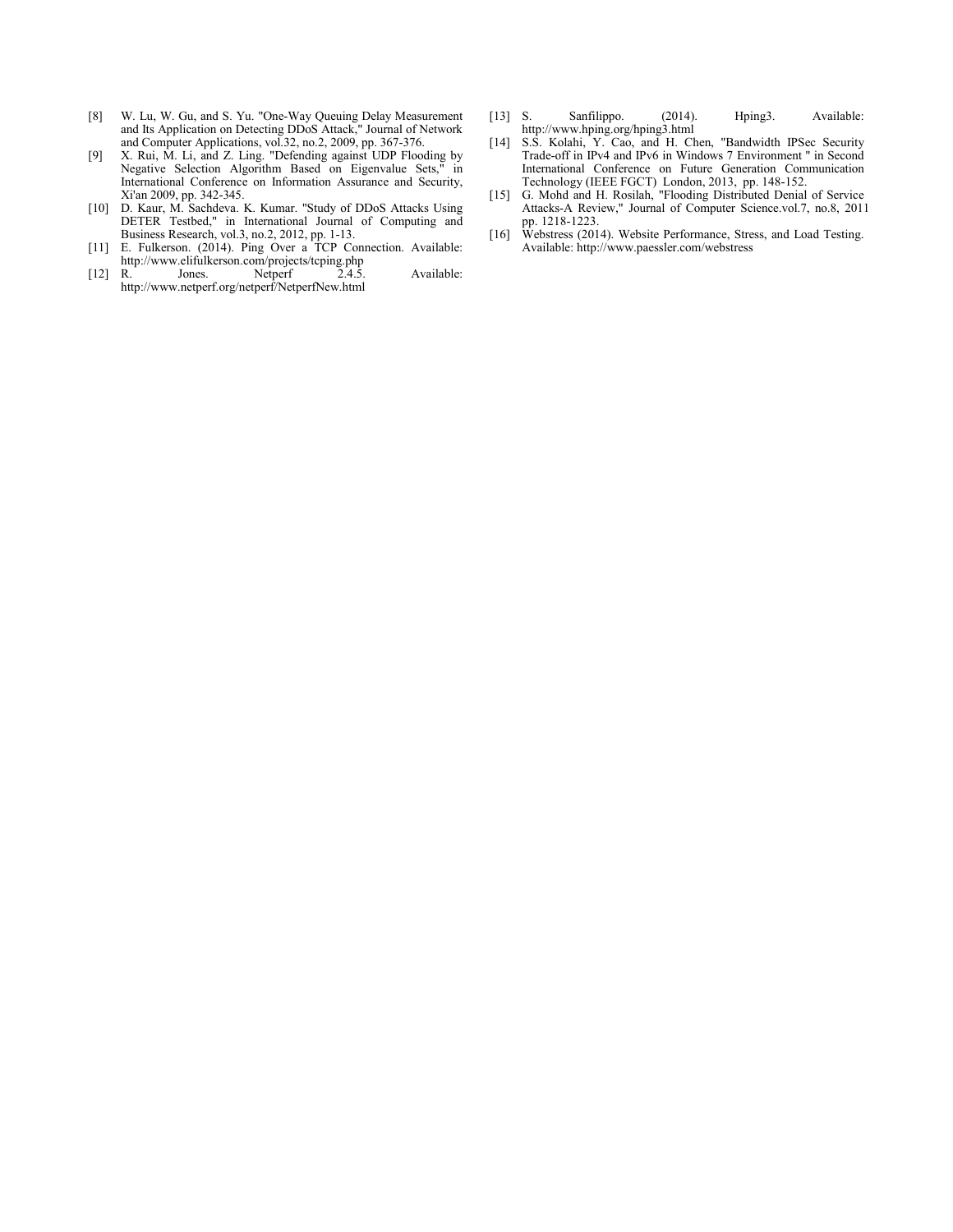[8] W. Lu, W. Gu, and S. Yu. "One-Way Queuing Delay Measurement and Its Application on Detecting DDoS Attack," Journal of Network and Computer Applications, vol.32, no.2, 2009, pp. 367-376.

[9] X. Rui, M. Li, and Z. Ling. "Defending against UDP Flooding by Negative Selection Algorithm Based on Eigenvalue Sets," in International Conference on Information Assurance and Security, Xi'an 2009, pp. 342-345.

[10] D. Kaur, M. Sachdeva. K. Kumar. "Study of DDoS Attacks Using DETER Testbed," in International Journal of Computing and Business Research, vol.3, no.2, 2012, pp. 1-13.

[11] E. Fulkerson. (2014). Ping Over a TCP Connection. Available: http://www.elifulkerson.com/projects/tcping.php

[12] R. Jones. Netperf 2.4.5. Available: http://www.netperf.org/netperf/NetperfNew.html

[13] S. Sanfilippo. (2014). Hping3. Available: http://www.hping.org/hping3.html

[14] S.S. Kolahi, Y. Cao, and H. Chen, "Bandwidth IPSec Security Trade-off in IPv4 and IPv6 in Windows 7 Environment " in Second International Conference on Future Generation Communication Technology (IEEE FGCT) London, 2013, pp. 148-152.

[15] G. Mohd and H. Rosilah, "Flooding Distributed Denial of Service Attacks-A Review," Journal of Computer Science.vol.7, no.8, 2011 pp. 1218-1223.

[16] Webstress (2014). Website Performance, Stress, and Load Testing. Available: http://www.paessler.com/webstress